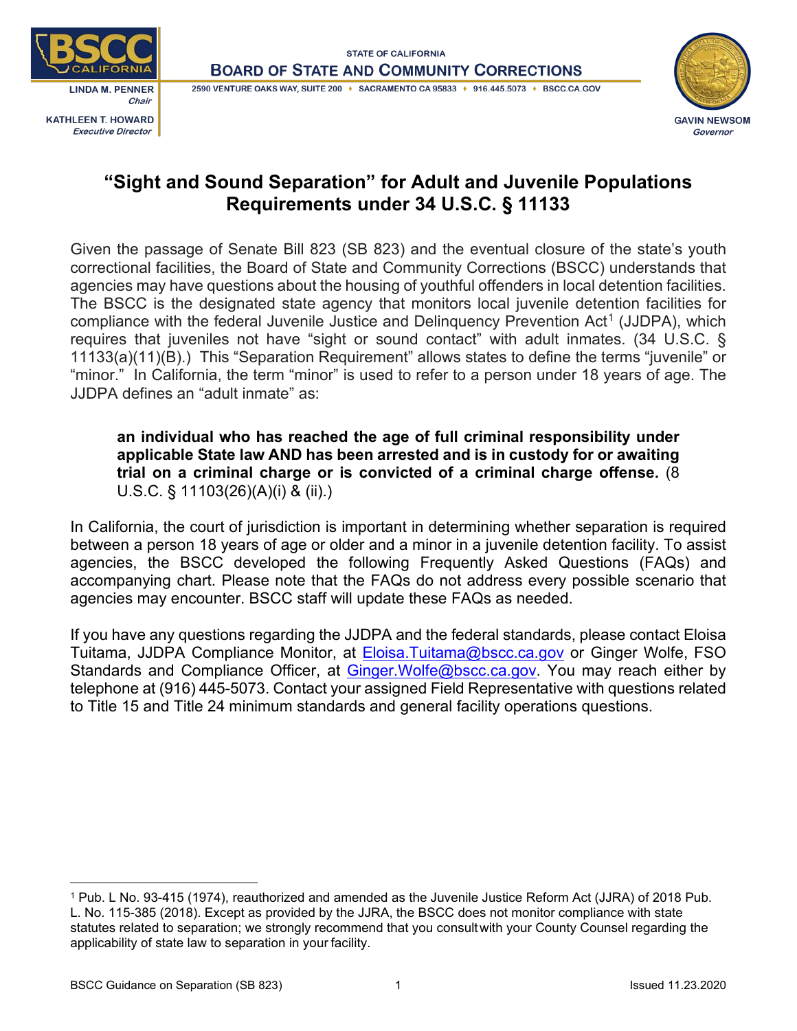STATE OF CALIFORNIA

BOARD OF STATE AND COMMUNITY CORRECTIONS

2590 VENTURE OAKS WAY, SUITE 200 ♦ SACRAMENTO CA 95833 ♦ 916.445.5073 ♦ BSCC.CA.GOV

LINDA M. PENNER
*Chair*

KATHLEEN T. HOWARD
*Executive Director*

GAVIN NEWSOM
*Governor*

# "Sight and Sound Separation" for Adult and Juvenile Populations Requirements under 34 U.S.C. § 11133

Given the passage of Senate Bill 823 (SB 823) and the eventual closure of the state's youth correctional facilities, the Board of State and Community Corrections (BSCC) understands that agencies may have questions about the housing of youthful offenders in local detention facilities. The BSCC is the designated state agency that monitors local juvenile detention facilities for compliance with the federal Juvenile Justice and Delinquency Prevention Act[1] (JJDPA), which requires that juveniles not have "sight or sound contact" with adult inmates. (34 U.S.C. § 11133(a)(11)(B).) This "Separation Requirement" allows states to define the terms "juvenile" or "minor." In California, the term "minor" is used to refer to a person under 18 years of age. The JJDPA defines an "adult inmate" as:

> **an individual who has reached the age of full criminal responsibility under applicable State law AND has been arrested and is in custody for or awaiting trial on a criminal charge or is convicted of a criminal charge offense.** (8 U.S.C. § 11103(26)(A)(i) & (ii).)

In California, the court of jurisdiction is important in determining whether separation is required between a person 18 years of age or older and a minor in a juvenile detention facility. To assist agencies, the BSCC developed the following Frequently Asked Questions (FAQs) and accompanying chart. Please note that the FAQs do not address every possible scenario that agencies may encounter. BSCC staff will update these FAQs as needed.

If you have any questions regarding the JJDPA and the federal standards, please contact Eloisa Tuitama, JJDPA Compliance Monitor, at Eloisa.Tuitama@bscc.ca.gov or Ginger Wolfe, FSO Standards and Compliance Officer, at Ginger.Wolfe@bscc.ca.gov. You may reach either by telephone at (916) 445-5073. Contact your assigned Field Representative with questions related to Title 15 and Title 24 minimum standards and general facility operations questions.

---

[1] Pub. L No. 93-415 (1974), reauthorized and amended as the Juvenile Justice Reform Act (JJRA) of 2018 Pub. L. No. 115-385 (2018). Except as provided by the JJRA, the BSCC does not monitor compliance with state statutes related to separation; we strongly recommend that you consult with your County Counsel regarding the applicability of state law to separation in your facility.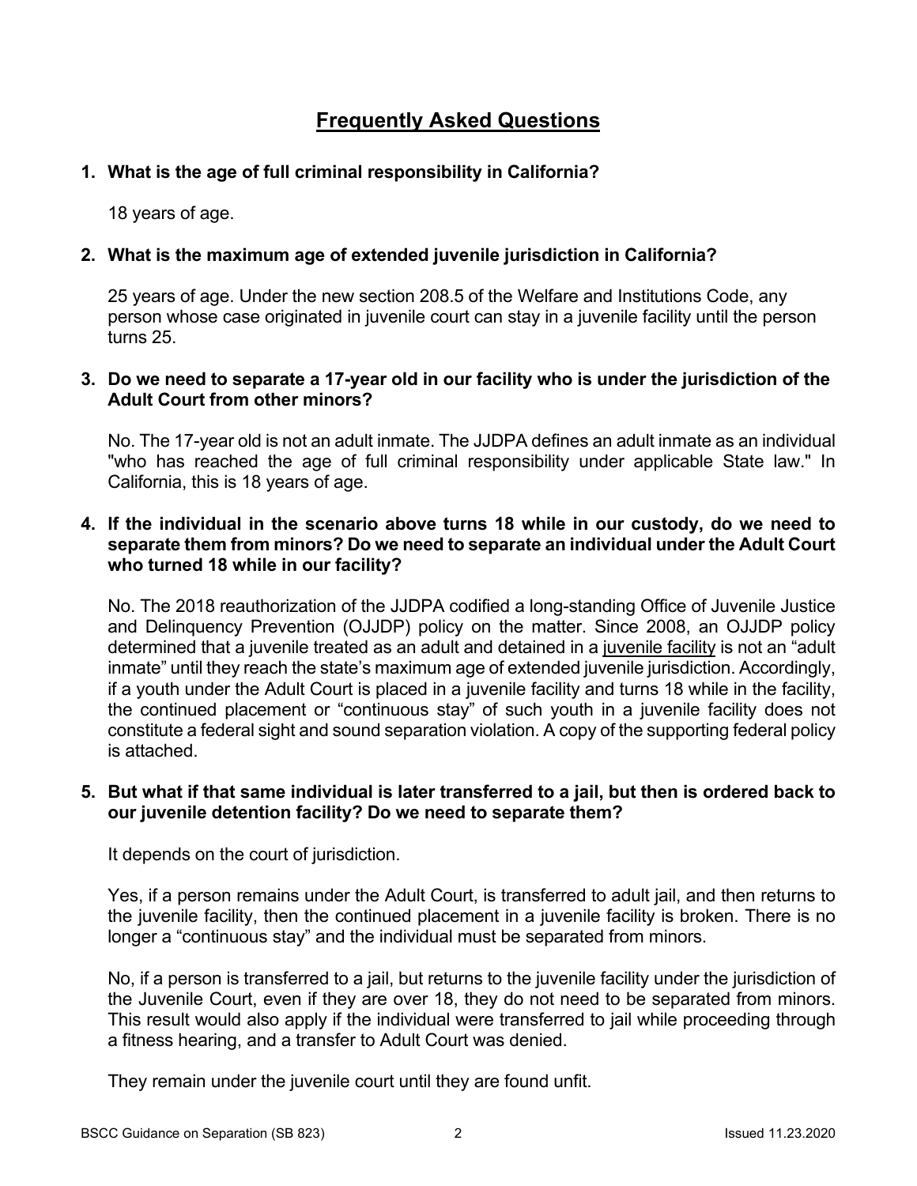# Frequently Asked Questions

1. **What is the age of full criminal responsibility in California?**

   18 years of age.

2. **What is the maximum age of extended juvenile jurisdiction in California?**

   25 years of age. Under the new section 208.5 of the Welfare and Institutions Code, any person whose case originated in juvenile court can stay in a juvenile facility until the person turns 25.

3. **Do we need to separate a 17-year old in our facility who is under the jurisdiction of the Adult Court from other minors?**

   No. The 17-year old is not an adult inmate. The JJDPA defines an adult inmate as an individual "who has reached the age of full criminal responsibility under applicable State law." In California, this is 18 years of age.

4. **If the individual in the scenario above turns 18 while in our custody, do we need to separate them from minors? Do we need to separate an individual under the Adult Court who turned 18 while in our facility?**

   No. The 2018 reauthorization of the JJDPA codified a long-standing Office of Juvenile Justice and Delinquency Prevention (OJJDP) policy on the matter. Since 2008, an OJJDP policy determined that a juvenile treated as an adult and detained in a juvenile facility is not an "adult inmate" until they reach the state's maximum age of extended juvenile jurisdiction. Accordingly, if a youth under the Adult Court is placed in a juvenile facility and turns 18 while in the facility, the continued placement or "continuous stay" of such youth in a juvenile facility does not constitute a federal sight and sound separation violation. A copy of the supporting federal policy is attached.

5. **But what if that same individual is later transferred to a jail, but then is ordered back to our juvenile detention facility? Do we need to separate them?**

   It depends on the court of jurisdiction.

   Yes, if a person remains under the Adult Court, is transferred to adult jail, and then returns to the juvenile facility, then the continued placement in a juvenile facility is broken. There is no longer a "continuous stay" and the individual must be separated from minors.

   No, if a person is transferred to a jail, but returns to the juvenile facility under the jurisdiction of the Juvenile Court, even if they are over 18, they do not need to be separated from minors. This result would also apply if the individual were transferred to jail while proceeding through a fitness hearing, and a transfer to Adult Court was denied.

   They remain under the juvenile court until they are found unfit.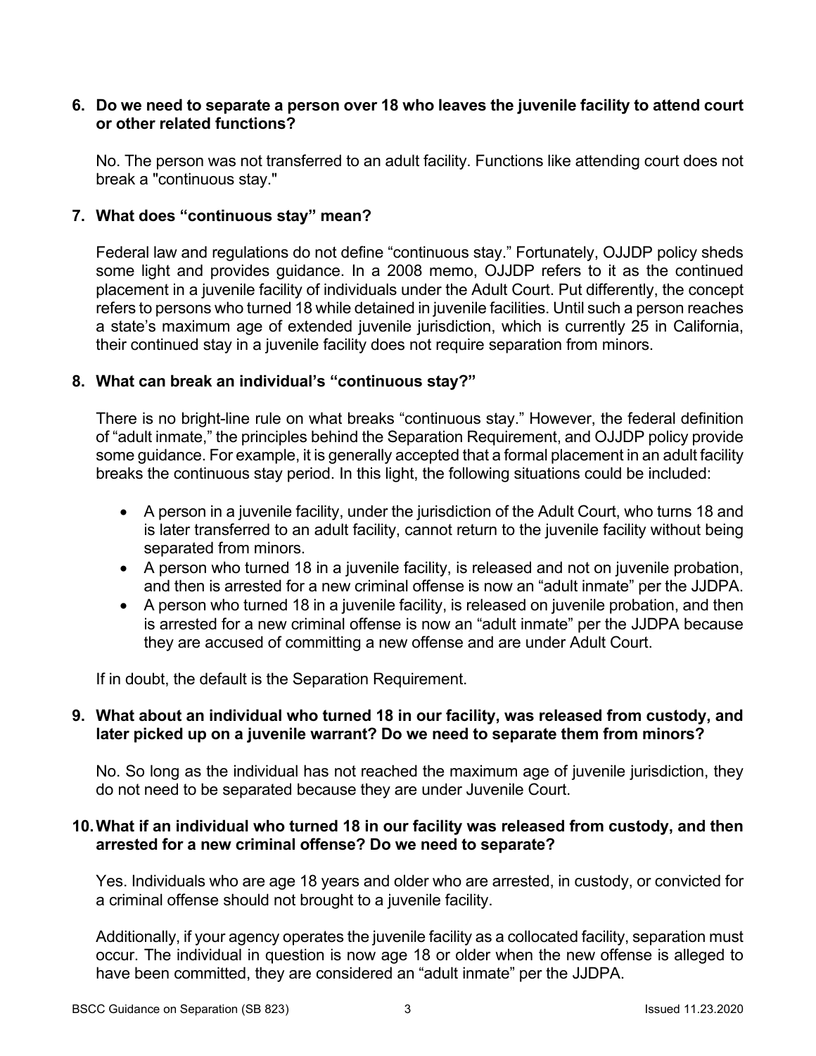**6. Do we need to separate a person over 18 who leaves the juvenile facility to attend court or other related functions?**

No. The person was not transferred to an adult facility. Functions like attending court does not break a "continuous stay."

**7. What does "continuous stay" mean?**

Federal law and regulations do not define "continuous stay." Fortunately, OJJDP policy sheds some light and provides guidance. In a 2008 memo, OJJDP refers to it as the continued placement in a juvenile facility of individuals under the Adult Court. Put differently, the concept refers to persons who turned 18 while detained in juvenile facilities. Until such a person reaches a state's maximum age of extended juvenile jurisdiction, which is currently 25 in California, their continued stay in a juvenile facility does not require separation from minors.

**8. What can break an individual's "continuous stay?"**

There is no bright-line rule on what breaks "continuous stay." However, the federal definition of "adult inmate," the principles behind the Separation Requirement, and OJJDP policy provide some guidance. For example, it is generally accepted that a formal placement in an adult facility breaks the continuous stay period. In this light, the following situations could be included:

- A person in a juvenile facility, under the jurisdiction of the Adult Court, who turns 18 and is later transferred to an adult facility, cannot return to the juvenile facility without being separated from minors.
- A person who turned 18 in a juvenile facility, is released and not on juvenile probation, and then is arrested for a new criminal offense is now an "adult inmate" per the JJDPA.
- A person who turned 18 in a juvenile facility, is released on juvenile probation, and then is arrested for a new criminal offense is now an "adult inmate" per the JJDPA because they are accused of committing a new offense and are under Adult Court.

If in doubt, the default is the Separation Requirement.

**9. What about an individual who turned 18 in our facility, was released from custody, and later picked up on a juvenile warrant? Do we need to separate them from minors?**

No. So long as the individual has not reached the maximum age of juvenile jurisdiction, they do not need to be separated because they are under Juvenile Court.

**10. What if an individual who turned 18 in our facility was released from custody, and then arrested for a new criminal offense? Do we need to separate?**

Yes. Individuals who are age 18 years and older who are arrested, in custody, or convicted for a criminal offense should not brought to a juvenile facility.

Additionally, if your agency operates the juvenile facility as a collocated facility, separation must occur. The individual in question is now age 18 or older when the new offense is alleged to have been committed, they are considered an "adult inmate" per the JJDPA.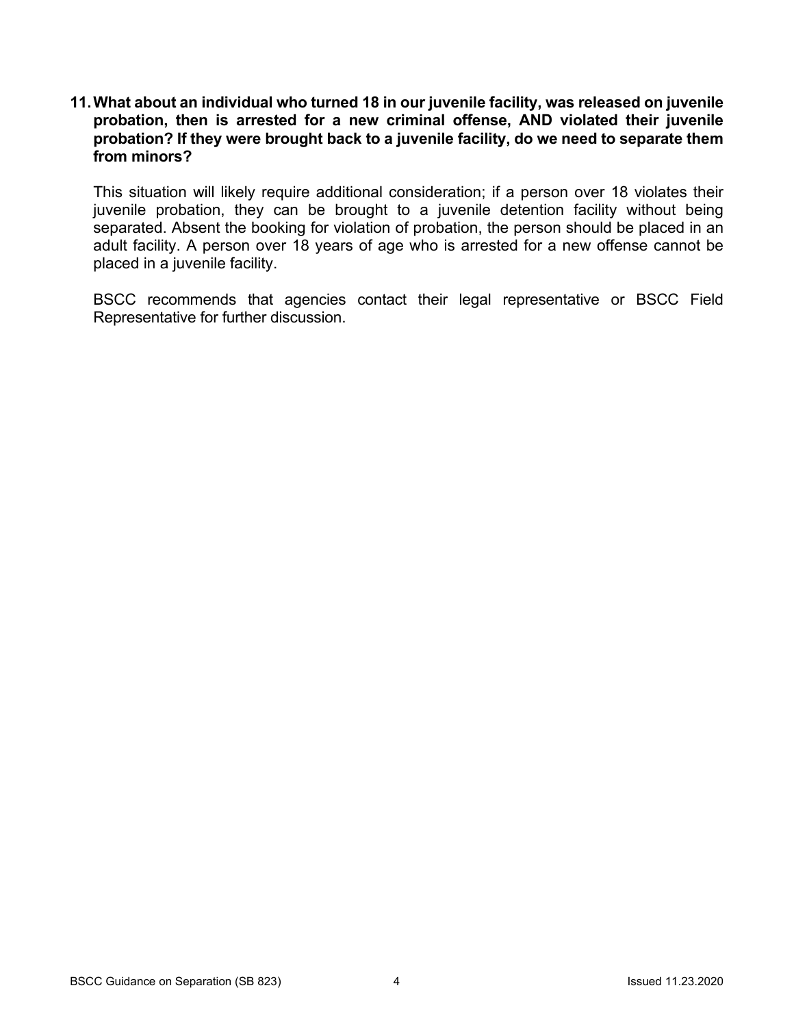**11. What about an individual who turned 18 in our juvenile facility, was released on juvenile probation, then is arrested for a new criminal offense, AND violated their juvenile probation? If they were brought back to a juvenile facility, do we need to separate them from minors?**

This situation will likely require additional consideration; if a person over 18 violates their juvenile probation, they can be brought to a juvenile detention facility without being separated. Absent the booking for violation of probation, the person should be placed in an adult facility. A person over 18 years of age who is arrested for a new offense cannot be placed in a juvenile facility.

BSCC recommends that agencies contact their legal representative or BSCC Field Representative for further discussion.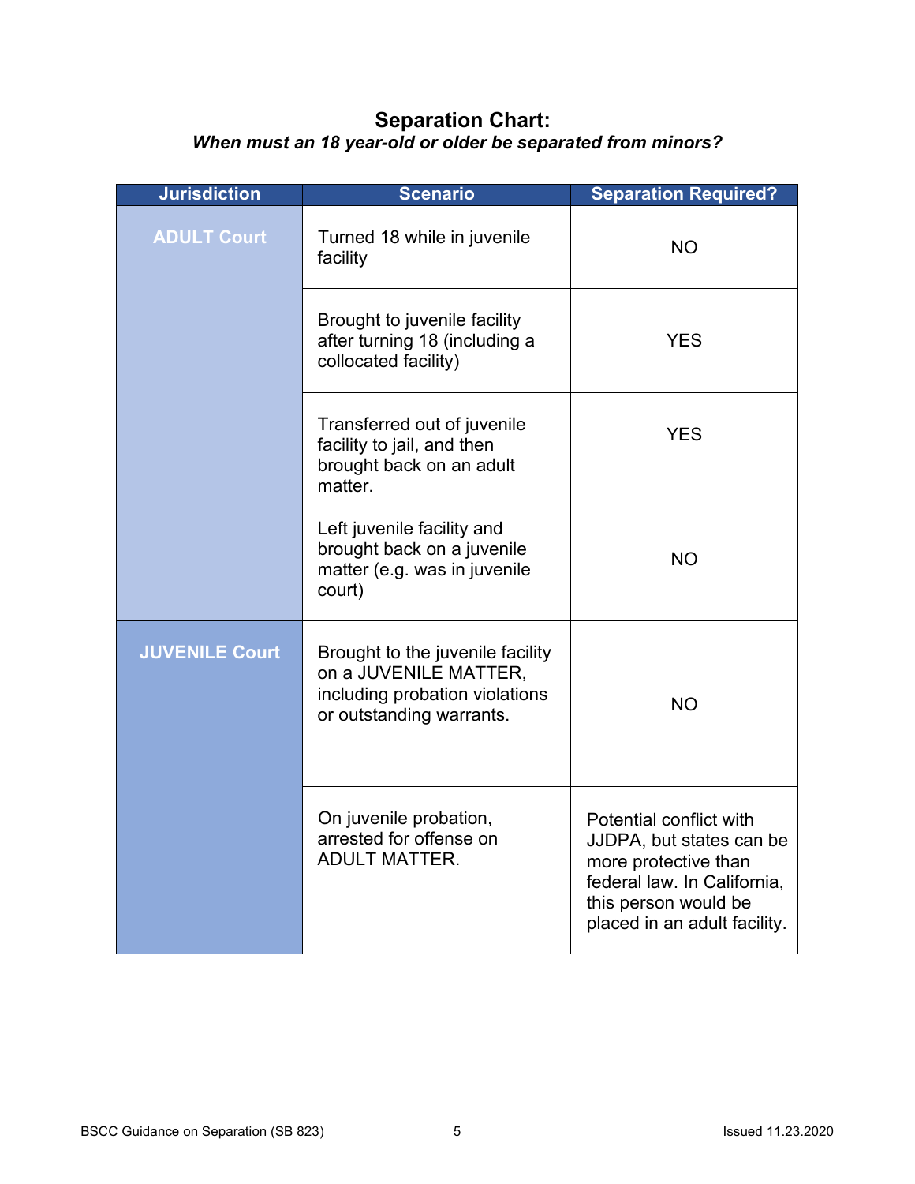## Separation Chart:

***When must an 18 year-old or older be separated from minors?***

| Jurisdiction | Scenario | Separation Required? |
|---|---|---|
| ADULT Court | Turned 18 while in juvenile facility | NO |
| | Brought to juvenile facility after turning 18 (including a collocated facility) | YES |
| | Transferred out of juvenile facility to jail, and then brought back on an adult matter. | YES |
| | Left juvenile facility and brought back on a juvenile matter (e.g. was in juvenile court) | NO |
| JUVENILE Court | Brought to the juvenile facility on a JUVENILE MATTER, including probation violations or outstanding warrants. | NO |
| | On juvenile probation, arrested for offense on ADULT MATTER. | Potential conflict with JJDPA, but states can be more protective than federal law. In California, this person would be placed in an adult facility. |